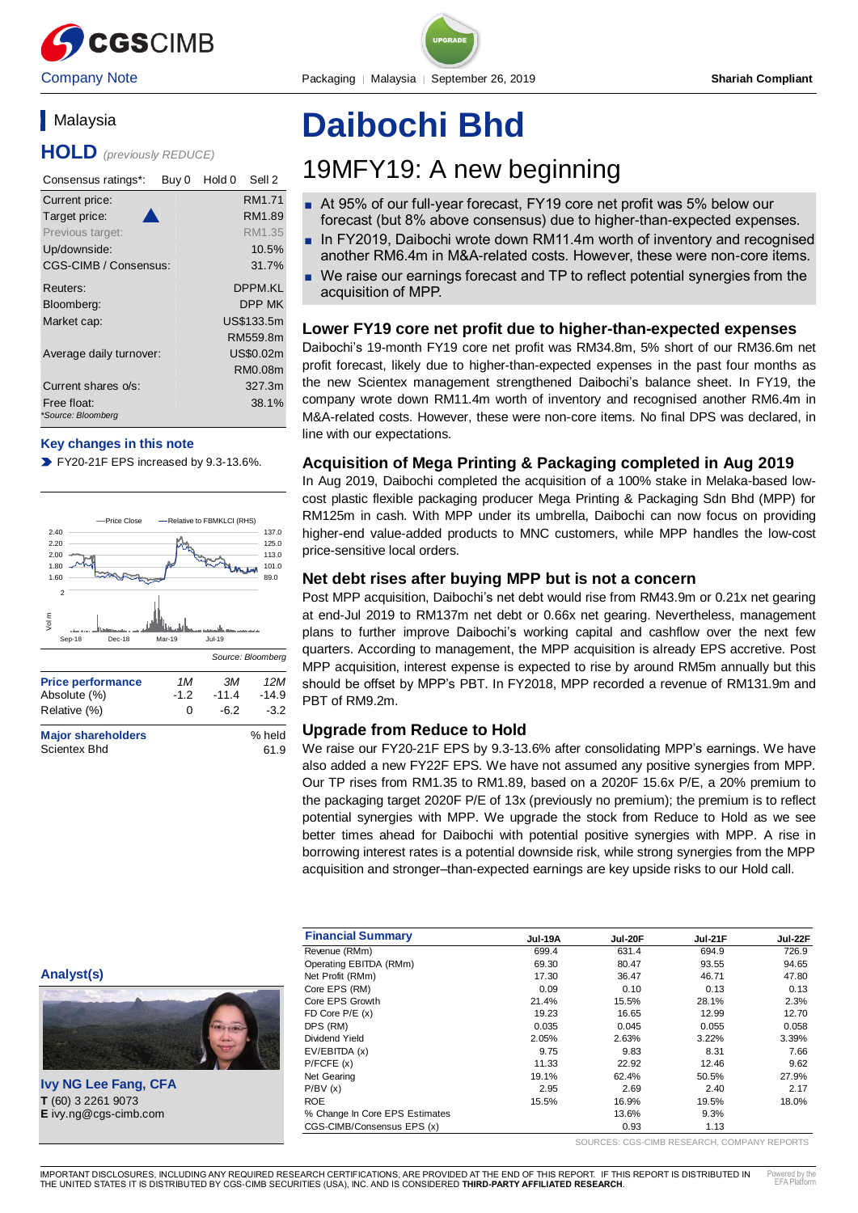CGSCIMB

Company Note

UPGRADE

Packaging | Malaysia | September 26, 2019

**Shariah Compliant**

## Malaysia

**HOLD** *(previously REDUCE)*

| Consensus ratings*: | Buy 0 | Hold 0 | Sell 2 |
|---|---|---|---|

| | |
|---|---|
| Current price: | RM1.71 |
| Target price: | RM1.89 |
| Previous target: | RM1.35 |
| Up/downside: | 10.5% |
| CGS-CIMB / Consensus: | 31.7% |
| Reuters: | DPPM.KL |
| Bloomberg: | DPP MK |
| Market cap: | US$133.5m |
| | RM559.8m |
| Average daily turnover: | US$0.02m |
| | RM0.08m |
| Current shares o/s: | 327.3m |
| Free float: | 38.1% |

*Source: Bloomberg

**Key changes in this note**

- FY20-21F EPS increased by 9.3-13.6%.

Source: Bloomberg

| Price performance | 1M | 3M | 12M |
|---|---|---|---|
| Absolute (%) | -1.2 | -11.4 | -14.9 |
| Relative (%) | 0 | -6.2 | -3.2 |

| Major shareholders | % held |
|---|---|
| Scientex Bhd | 61.9 |

# Daibochi Bhd

## 19MFY19: A new beginning

- At 95% of our full-year forecast, FY19 core net profit was 5% below our forecast (but 8% above consensus) due to higher-than-expected expenses.
- In FY2019, Daibochi wrote down RM11.4m worth of inventory and recognised another RM6.4m in M&A-related costs. However, these were non-core items.
- We raise our earnings forecast and TP to reflect potential synergies from the acquisition of MPP.

### Lower FY19 core net profit due to higher-than-expected expenses

Daibochi's 19-month FY19 core net profit was RM34.8m, 5% short of our RM36.6m net profit forecast, likely due to higher-than-expected expenses in the past four months as the new Scientex management strengthened Daibochi's balance sheet. In FY19, the company wrote down RM11.4m worth of inventory and recognised another RM6.4m in M&A-related costs. However, these were non-core items. No final DPS was declared, in line with our expectations.

### Acquisition of Mega Printing & Packaging completed in Aug 2019

In Aug 2019, Daibochi completed the acquisition of a 100% stake in Melaka-based low-cost plastic flexible packaging producer Mega Printing & Packaging Sdn Bhd (MPP) for RM125m in cash. With MPP under its umbrella, Daibochi can now focus on providing higher-end value-added products to MNC customers, while MPP handles the low-cost price-sensitive local orders.

### Net debt rises after buying MPP but is not a concern

Post MPP acquisition, Daibochi's net debt would rise from RM43.9m or 0.21x net gearing at end-Jul 2019 to RM137m net debt or 0.66x net gearing. Nevertheless, management plans to further improve Daibochi's working capital and cashflow over the next few quarters. According to management, the MPP acquisition is already EPS accretive. Post MPP acquisition, interest expense is expected to rise by around RM5m annually but this should be offset by MPP's PBT. In FY2018, MPP recorded a revenue of RM131.9m and PBT of RM9.2m.

### Upgrade from Reduce to Hold

We raise our FY20-21F EPS by 9.3-13.6% after consolidating MPP's earnings. We have also added a new FY22F EPS. We have not assumed any positive synergies from MPP. Our TP rises from RM1.35 to RM1.89, based on a 2020F 15.6x P/E, a 20% premium to the packaging target 2020F P/E of 13x (previously no premium); the premium is to reflect potential synergies with MPP. We upgrade the stock from Reduce to Hold as we see better times ahead for Daibochi with potential positive synergies with MPP. A rise in borrowing interest rates is a potential downside risk, while strong synergies from the MPP acquisition and stronger–than-expected earnings are key upside risks to our Hold call.

**Analyst(s)**

**Ivy NG Lee Fang, CFA**
**T** (60) 3 2261 9073
**E** ivy.ng@cgs-cimb.com

| Financial Summary | Jul-19A | Jul-20F | Jul-21F | Jul-22F |
|---|---|---|---|---|
| Revenue (RMm) | 699.4 | 631.4 | 694.9 | 726.9 |
| Operating EBITDA (RMm) | 69.30 | 80.47 | 93.55 | 94.65 |
| Net Profit (RMm) | 17.30 | 36.47 | 46.71 | 47.80 |
| Core EPS (RM) | 0.09 | 0.10 | 0.13 | 0.13 |
| Core EPS Growth | 21.4% | 15.5% | 28.1% | 2.3% |
| FD Core P/E (x) | 19.23 | 16.65 | 12.99 | 12.70 |
| DPS (RM) | 0.035 | 0.045 | 0.055 | 0.058 |
| Dividend Yield | 2.05% | 2.63% | 3.22% | 3.39% |
| EV/EBITDA (x) | 9.75 | 9.83 | 8.31 | 7.66 |
| P/FCFE (x) | 11.33 | 22.92 | 12.46 | 9.62 |
| Net Gearing | 19.1% | 62.4% | 50.5% | 27.9% |
| P/BV (x) | 2.95 | 2.69 | 2.40 | 2.17 |
| ROE | 15.5% | 16.9% | 19.5% | 18.0% |
| % Change In Core EPS Estimates | | 13.6% | 9.3% | |
| CGS-CIMB/Consensus EPS (x) | | 0.93 | 1.13 | |

SOURCES: CGS-CIMB RESEARCH, COMPANY REPORTS

IMPORTANT DISCLOSURES, INCLUDING ANY REQUIRED RESEARCH CERTIFICATIONS, ARE PROVIDED AT THE END OF THIS REPORT. IF THIS REPORT IS DISTRIBUTED IN THE UNITED STATES IT IS DISTRIBUTED BY CGS-CIMB SECURITIES (USA), INC. AND IS CONSIDERED **THIRD-PARTY AFFILIATED RESEARCH**.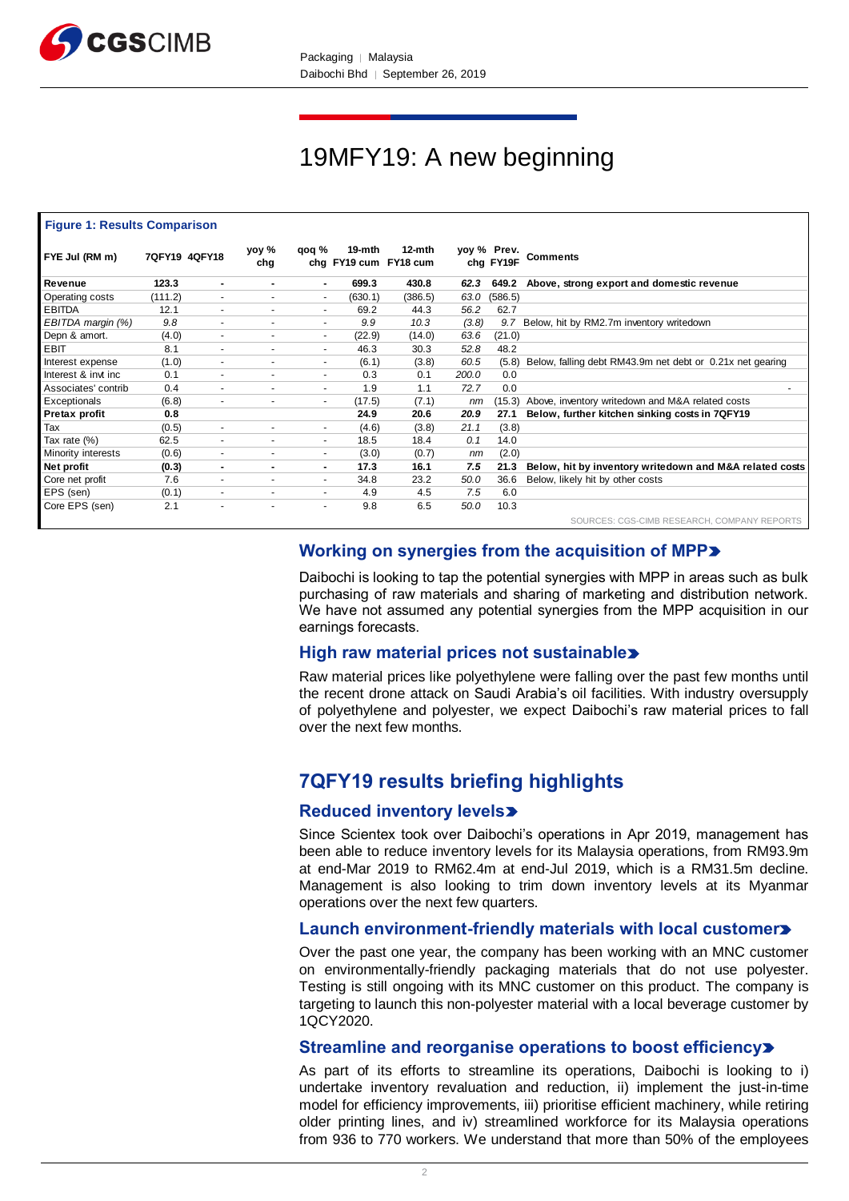# 19MFY19: A new beginning

**Figure 1: Results Comparison**

| FYE Jul (RM m) | 7QFY19 | 4QFY18 | yoy % chg | qoq % chg | 19-mth FY19 cum | 12-mth FY18 cum | yoy % chg | Prev. FY19F | Comments |
|---|---|---|---|---|---|---|---|---|---|
| **Revenue** | **123.3** | **-** | **-** | **-** | **699.3** | **430.8** | ***62.3*** | **649.2** | **Above, strong export and domestic revenue** |
| Operating costs | (111.2) | - | - | - | (630.1) | (386.5) | *63.0* | (586.5) | |
| EBITDA | 12.1 | - | - | - | 69.2 | 44.3 | *56.2* | 62.7 | |
| *EBITDA margin (%)* | *9.8* | - | - | - | *9.9* | *10.3* | *(3.8)* | *9.7* | Below, hit by RM2.7m inventory writedown |
| Depn & amort. | (4.0) | - | - | - | (22.9) | (14.0) | *63.6* | (21.0) | |
| EBIT | 8.1 | - | - | - | 46.3 | 30.3 | *52.8* | 48.2 | |
| Interest expense | (1.0) | - | - | - | (6.1) | (3.8) | *60.5* | (5.8) | Below, falling debt RM43.9m net debt or 0.21x net gearing |
| Interest & invt inc | 0.1 | - | - | - | 0.3 | 0.1 | *200.0* | 0.0 | |
| Associates' contrib | 0.4 | - | - | - | 1.9 | 1.1 | *72.7* | 0.0 | - |
| Exceptionals | (6.8) | - | - | - | (17.5) | (7.1) | *nm* | (15.3) | Above, inventory writedown and M&A related costs |
| **Pretax profit** | **0.8** | | | | **24.9** | **20.6** | ***20.9*** | **27.1** | **Below, further kitchen sinking costs in 7QFY19** |
| Tax | (0.5) | - | - | - | (4.6) | (3.8) | *21.1* | (3.8) | |
| Tax rate (%) | 62.5 | - | - | - | 18.5 | 18.4 | *0.1* | 14.0 | |
| Minority interests | (0.6) | - | - | - | (3.0) | (0.7) | *nm* | (2.0) | |
| **Net profit** | **(0.3)** | **-** | **-** | **-** | **17.3** | **16.1** | ***7.5*** | **21.3** | **Below, hit by inventory writedown and M&A related costs** |
| Core net profit | 7.6 | - | - | - | 34.8 | 23.2 | *50.0* | 36.6 | Below, likely hit by other costs |
| EPS (sen) | (0.1) | - | - | - | 4.9 | 4.5 | *7.5* | 6.0 | |
| Core EPS (sen) | 2.1 | - | - | - | 9.8 | 6.5 | *50.0* | 10.3 | |

SOURCES: CGS-CIMB RESEARCH, COMPANY REPORTS

### Working on synergies from the acquisition of MPP

Daibochi is looking to tap the potential synergies with MPP in areas such as bulk purchasing of raw materials and sharing of marketing and distribution network. We have not assumed any potential synergies from the MPP acquisition in our earnings forecasts.

### High raw material prices not sustainable

Raw material prices like polyethylene were falling over the past few months until the recent drone attack on Saudi Arabia's oil facilities. With industry oversupply of polyethylene and polyester, we expect Daibochi's raw material prices to fall over the next few months.

## 7QFY19 results briefing highlights

### Reduced inventory levels

Since Scientex took over Daibochi's operations in Apr 2019, management has been able to reduce inventory levels for its Malaysia operations, from RM93.9m at end-Mar 2019 to RM62.4m at end-Jul 2019, which is a RM31.5m decline. Management is also looking to trim down inventory levels at its Myanmar operations over the next few quarters.

### Launch environment-friendly materials with local customer

Over the past one year, the company has been working with an MNC customer on environmentally-friendly packaging materials that do not use polyester. Testing is still ongoing with its MNC customer on this product. The company is targeting to launch this non-polyester material with a local beverage customer by 1QCY2020.

### Streamline and reorganise operations to boost efficiency

As part of its efforts to streamline its operations, Daibochi is looking to i) undertake inventory revaluation and reduction, ii) implement the just-in-time model for efficiency improvements, iii) prioritise efficient machinery, while retiring older printing lines, and iv) streamlined workforce for its Malaysia operations from 936 to 770 workers. We understand that more than 50% of the employees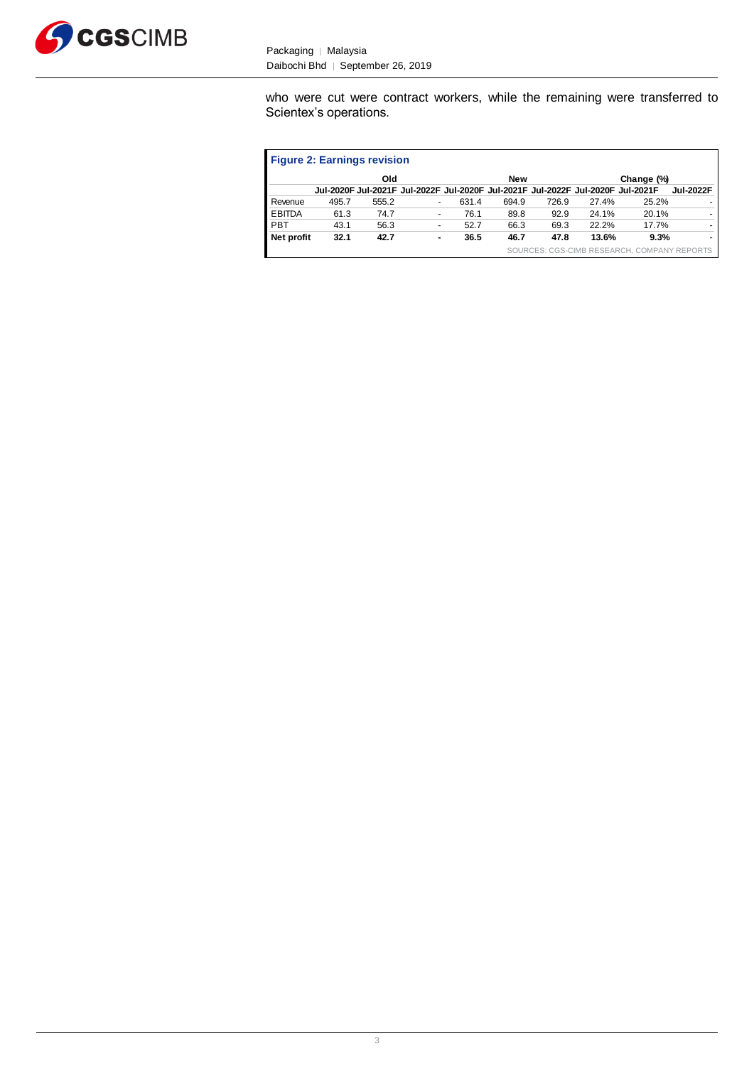who were cut were contract workers, while the remaining were transferred to Scientex's operations.

**Figure 2: Earnings revision**

| | Old | | | New | | | Change (%) | | |
|---|---|---|---|---|---|---|---|---|---|
| | Jul-2020F | Jul-2021F | Jul-2022F | Jul-2020F | Jul-2021F | Jul-2022F | Jul-2020F | Jul-2021F | Jul-2022F |
| Revenue | 495.7 | 555.2 | - | 631.4 | 694.9 | 726.9 | 27.4% | 25.2% | - |
| EBITDA | 61.3 | 74.7 | - | 76.1 | 89.8 | 92.9 | 24.1% | 20.1% | - |
| PBT | 43.1 | 56.3 | - | 52.7 | 66.3 | 69.3 | 22.2% | 17.7% | - |
| **Net profit** | **32.1** | **42.7** | **-** | **36.5** | **46.7** | **47.8** | **13.6%** | **9.3%** | **-** |

SOURCES: CGS-CIMB RESEARCH, COMPANY REPORTS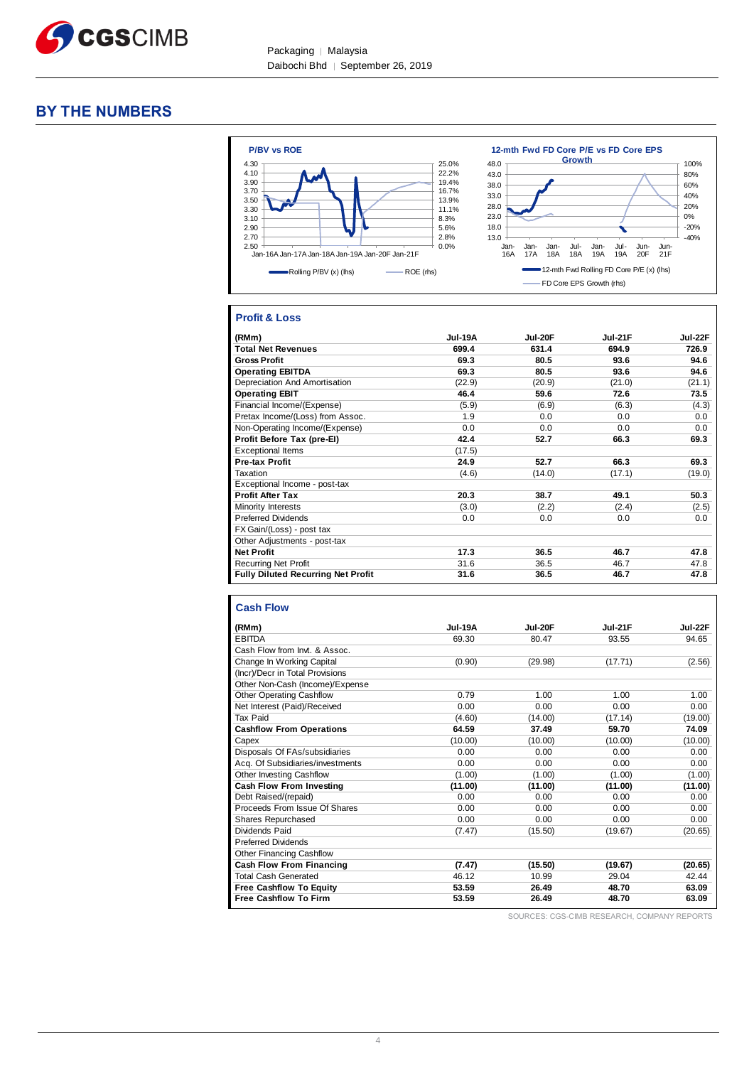## BY THE NUMBERS

**P/BV vs ROE**

Rolling P/BV (x) (lhs) — ROE (rhs)

**12-mth Fwd FD Core P/E vs FD Core EPS Growth**

12-mth Fwd Rolling FD Core P/E (x) (lhs) — FD Core EPS Growth (rhs)

### Profit & Loss

| (RMm) | Jul-19A | Jul-20F | Jul-21F | Jul-22F |
|---|---|---|---|---|
| **Total Net Revenues** | **699.4** | **631.4** | **694.9** | **726.9** |
| **Gross Profit** | **69.3** | **80.5** | **93.6** | **94.6** |
| **Operating EBITDA** | **69.3** | **80.5** | **93.6** | **94.6** |
| Depreciation And Amortisation | (22.9) | (20.9) | (21.0) | (21.1) |
| **Operating EBIT** | **46.4** | **59.6** | **72.6** | **73.5** |
| Financial Income/(Expense) | (5.9) | (6.9) | (6.3) | (4.3) |
| Pretax Income/(Loss) from Assoc. | 1.9 | 0.0 | 0.0 | 0.0 |
| Non-Operating Income/(Expense) | 0.0 | 0.0 | 0.0 | 0.0 |
| **Profit Before Tax (pre-EI)** | **42.4** | **52.7** | **66.3** | **69.3** |
| Exceptional Items | (17.5) | | | |
| **Pre-tax Profit** | **24.9** | **52.7** | **66.3** | **69.3** |
| Taxation | (4.6) | (14.0) | (17.1) | (19.0) |
| Exceptional Income - post-tax | | | | |
| **Profit After Tax** | **20.3** | **38.7** | **49.1** | **50.3** |
| Minority Interests | (3.0) | (2.2) | (2.4) | (2.5) |
| Preferred Dividends | 0.0 | 0.0 | 0.0 | 0.0 |
| FX Gain/(Loss) - post tax | | | | |
| Other Adjustments - post-tax | | | | |
| **Net Profit** | **17.3** | **36.5** | **46.7** | **47.8** |
| Recurring Net Profit | 31.6 | 36.5 | 46.7 | 47.8 |
| **Fully Diluted Recurring Net Profit** | **31.6** | **36.5** | **46.7** | **47.8** |

### Cash Flow

| (RMm) | Jul-19A | Jul-20F | Jul-21F | Jul-22F |
|---|---|---|---|---|
| EBITDA | 69.30 | 80.47 | 93.55 | 94.65 |
| Cash Flow from Invt. & Assoc. | | | | |
| Change In Working Capital | (0.90) | (29.98) | (17.71) | (2.56) |
| (Incr)/Decr in Total Provisions | | | | |
| Other Non-Cash (Income)/Expense | | | | |
| Other Operating Cashflow | 0.79 | 1.00 | 1.00 | 1.00 |
| Net Interest (Paid)/Received | 0.00 | 0.00 | 0.00 | 0.00 |
| Tax Paid | (4.60) | (14.00) | (17.14) | (19.00) |
| **Cashflow From Operations** | **64.59** | **37.49** | **59.70** | **74.09** |
| Capex | (10.00) | (10.00) | (10.00) | (10.00) |
| Disposals Of FAs/subsidiaries | 0.00 | 0.00 | 0.00 | 0.00 |
| Acq. Of Subsidiaries/investments | 0.00 | 0.00 | 0.00 | 0.00 |
| Other Investing Cashflow | (1.00) | (1.00) | (1.00) | (1.00) |
| **Cash Flow From Investing** | **(11.00)** | **(11.00)** | **(11.00)** | **(11.00)** |
| Debt Raised/(repaid) | 0.00 | 0.00 | 0.00 | 0.00 |
| Proceeds From Issue Of Shares | 0.00 | 0.00 | 0.00 | 0.00 |
| Shares Repurchased | 0.00 | 0.00 | 0.00 | 0.00 |
| Dividends Paid | (7.47) | (15.50) | (19.67) | (20.65) |
| Preferred Dividends | | | | |
| Other Financing Cashflow | | | | |
| **Cash Flow From Financing** | **(7.47)** | **(15.50)** | **(19.67)** | **(20.65)** |
| Total Cash Generated | 46.12 | 10.99 | 29.04 | 42.44 |
| **Free Cashflow To Equity** | **53.59** | **26.49** | **48.70** | **63.09** |
| **Free Cashflow To Firm** | **53.59** | **26.49** | **48.70** | **63.09** |

SOURCES: CGS-CIMB RESEARCH, COMPANY REPORTS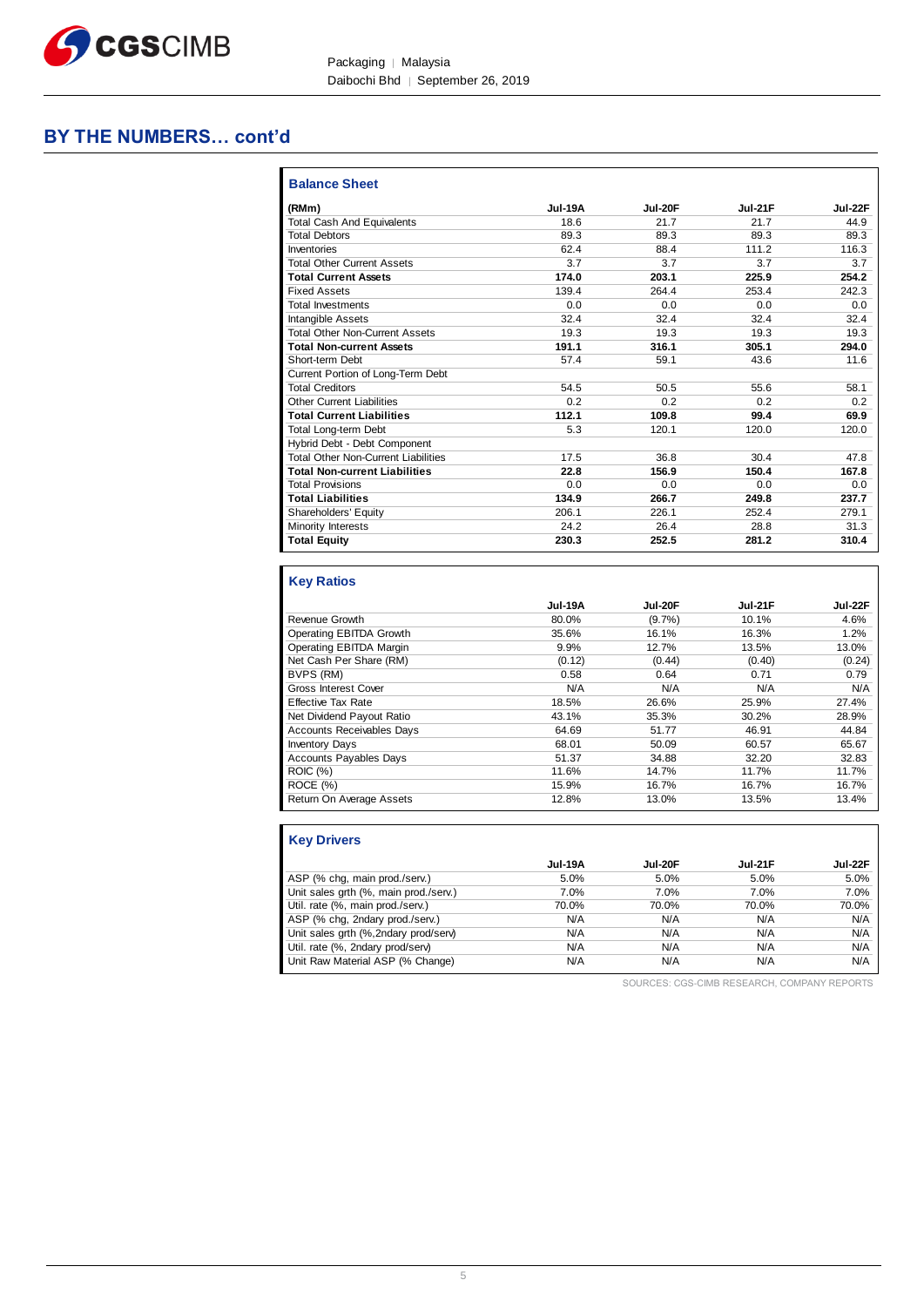## BY THE NUMBERS… cont'd

### Balance Sheet

| (RMm) | Jul-19A | Jul-20F | Jul-21F | Jul-22F |
|---|---|---|---|---|
| Total Cash And Equivalents | 18.6 | 21.7 | 21.7 | 44.9 |
| Total Debtors | 89.3 | 89.3 | 89.3 | 89.3 |
| Inventories | 62.4 | 88.4 | 111.2 | 116.3 |
| Total Other Current Assets | 3.7 | 3.7 | 3.7 | 3.7 |
| **Total Current Assets** | **174.0** | **203.1** | **225.9** | **254.2** |
| Fixed Assets | 139.4 | 264.4 | 253.4 | 242.3 |
| Total Investments | 0.0 | 0.0 | 0.0 | 0.0 |
| Intangible Assets | 32.4 | 32.4 | 32.4 | 32.4 |
| Total Other Non-Current Assets | 19.3 | 19.3 | 19.3 | 19.3 |
| **Total Non-current Assets** | **191.1** | **316.1** | **305.1** | **294.0** |
| Short-term Debt | 57.4 | 59.1 | 43.6 | 11.6 |
| Current Portion of Long-Term Debt | | | | |
| Total Creditors | 54.5 | 50.5 | 55.6 | 58.1 |
| Other Current Liabilities | 0.2 | 0.2 | 0.2 | 0.2 |
| **Total Current Liabilities** | **112.1** | **109.8** | **99.4** | **69.9** |
| Total Long-term Debt | 5.3 | 120.1 | 120.0 | 120.0 |
| Hybrid Debt - Debt Component | | | | |
| Total Other Non-Current Liabilities | 17.5 | 36.8 | 30.4 | 47.8 |
| **Total Non-current Liabilities** | **22.8** | **156.9** | **150.4** | **167.8** |
| Total Provisions | 0.0 | 0.0 | 0.0 | 0.0 |
| **Total Liabilities** | **134.9** | **266.7** | **249.8** | **237.7** |
| Shareholders' Equity | 206.1 | 226.1 | 252.4 | 279.1 |
| Minority Interests | 24.2 | 26.4 | 28.8 | 31.3 |
| **Total Equity** | **230.3** | **252.5** | **281.2** | **310.4** |

### Key Ratios

| | Jul-19A | Jul-20F | Jul-21F | Jul-22F |
|---|---|---|---|---|
| Revenue Growth | 80.0% | (9.7%) | 10.1% | 4.6% |
| Operating EBITDA Growth | 35.6% | 16.1% | 16.3% | 1.2% |
| Operating EBITDA Margin | 9.9% | 12.7% | 13.5% | 13.0% |
| Net Cash Per Share (RM) | (0.12) | (0.44) | (0.40) | (0.24) |
| BVPS (RM) | 0.58 | 0.64 | 0.71 | 0.79 |
| Gross Interest Cover | N/A | N/A | N/A | N/A |
| Effective Tax Rate | 18.5% | 26.6% | 25.9% | 27.4% |
| Net Dividend Payout Ratio | 43.1% | 35.3% | 30.2% | 28.9% |
| Accounts Receivables Days | 64.69 | 51.77 | 46.91 | 44.84 |
| Inventory Days | 68.01 | 50.09 | 60.57 | 65.67 |
| Accounts Payables Days | 51.37 | 34.88 | 32.20 | 32.83 |
| ROIC (%) | 11.6% | 14.7% | 11.7% | 11.7% |
| ROCE (%) | 15.9% | 16.7% | 16.7% | 16.7% |
| Return On Average Assets | 12.8% | 13.0% | 13.5% | 13.4% |

### Key Drivers

| | Jul-19A | Jul-20F | Jul-21F | Jul-22F |
|---|---|---|---|---|
| ASP (% chg, main prod./serv.) | 5.0% | 5.0% | 5.0% | 5.0% |
| Unit sales grth (%, main prod./serv.) | 7.0% | 7.0% | 7.0% | 7.0% |
| Util. rate (%, main prod./serv.) | 70.0% | 70.0% | 70.0% | 70.0% |
| ASP (% chg, 2ndary prod./serv.) | N/A | N/A | N/A | N/A |
| Unit sales grth (%,2ndary prod/serv) | N/A | N/A | N/A | N/A |
| Util. rate (%, 2ndary prod/serv) | N/A | N/A | N/A | N/A |
| Unit Raw Material ASP (% Change) | N/A | N/A | N/A | N/A |

SOURCES: CGS-CIMB RESEARCH, COMPANY REPORTS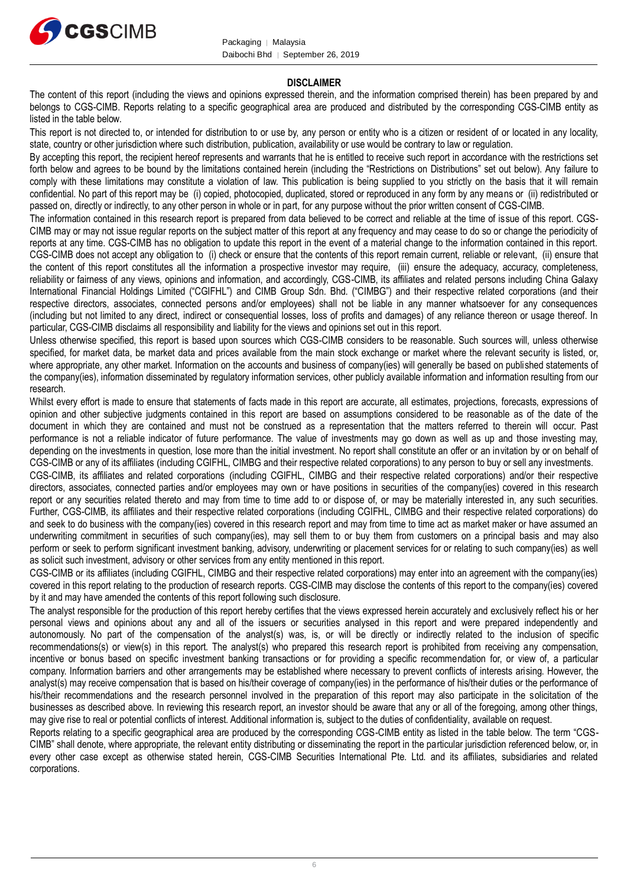## DISCLAIMER

The content of this report (including the views and opinions expressed therein, and the information comprised therein) has been prepared by and belongs to CGS-CIMB. Reports relating to a specific geographical area are produced and distributed by the corresponding CGS-CIMB entity as listed in the table below.

This report is not directed to, or intended for distribution to or use by, any person or entity who is a citizen or resident of or located in any locality, state, country or other jurisdiction where such distribution, publication, availability or use would be contrary to law or regulation.

By accepting this report, the recipient hereof represents and warrants that he is entitled to receive such report in accordance with the restrictions set forth below and agrees to be bound by the limitations contained herein (including the "Restrictions on Distributions" set out below). Any failure to comply with these limitations may constitute a violation of law. This publication is being supplied to you strictly on the basis that it will remain confidential. No part of this report may be (i) copied, photocopied, duplicated, stored or reproduced in any form by any means or (ii) redistributed or passed on, directly or indirectly, to any other person in whole or in part, for any purpose without the prior written consent of CGS-CIMB.

The information contained in this research report is prepared from data believed to be correct and reliable at the time of issue of this report. CGS-CIMB may or may not issue regular reports on the subject matter of this report at any frequency and may cease to do so or change the periodicity of reports at any time. CGS-CIMB has no obligation to update this report in the event of a material change to the information contained in this report. CGS-CIMB does not accept any obligation to (i) check or ensure that the contents of this report remain current, reliable or relevant, (ii) ensure that the content of this report constitutes all the information a prospective investor may require, (iii) ensure the adequacy, accuracy, completeness, reliability or fairness of any views, opinions and information, and accordingly, CGS-CIMB, its affiliates and related persons including China Galaxy International Financial Holdings Limited ("CGIFHL") and CIMB Group Sdn. Bhd. ("CIMBG") and their respective related corporations (and their respective directors, associates, connected persons and/or employees) shall not be liable in any manner whatsoever for any consequences (including but not limited to any direct, indirect or consequential losses, loss of profits and damages) of any reliance thereon or usage thereof. In particular, CGS-CIMB disclaims all responsibility and liability for the views and opinions set out in this report.

Unless otherwise specified, this report is based upon sources which CGS-CIMB considers to be reasonable. Such sources will, unless otherwise specified, for market data, be market data and prices available from the main stock exchange or market where the relevant security is listed, or, where appropriate, any other market. Information on the accounts and business of company(ies) will generally be based on published statements of the company(ies), information disseminated by regulatory information services, other publicly available information and information resulting from our research.

Whilst every effort is made to ensure that statements of facts made in this report are accurate, all estimates, projections, forecasts, expressions of opinion and other subjective judgments contained in this report are based on assumptions considered to be reasonable as of the date of the document in which they are contained and must not be construed as a representation that the matters referred to therein will occur. Past performance is not a reliable indicator of future performance. The value of investments may go down as well as up and those investing may, depending on the investments in question, lose more than the initial investment. No report shall constitute an offer or an invitation by or on behalf of CGS-CIMB or any of its affiliates (including CGIFHL, CIMBG and their respective related corporations) to any person to buy or sell any investments.

CGS-CIMB, its affiliates and related corporations (including CGIFHL, CIMBG and their respective related corporations) and/or their respective directors, associates, connected parties and/or employees may own or have positions in securities of the company(ies) covered in this research report or any securities related thereto and may from time to time add to or dispose of, or may be materially interested in, any such securities. Further, CGS-CIMB, its affiliates and their respective related corporations (including CGIFHL, CIMBG and their respective related corporations) do and seek to do business with the company(ies) covered in this research report and may from time to time act as market maker or have assumed an underwriting commitment in securities of such company(ies), may sell them to or buy them from customers on a principal basis and may also perform or seek to perform significant investment banking, advisory, underwriting or placement services for or relating to such company(ies) as well as solicit such investment, advisory or other services from any entity mentioned in this report.

CGS-CIMB or its affiliates (including CGIFHL, CIMBG and their respective related corporations) may enter into an agreement with the company(ies) covered in this report relating to the production of research reports. CGS-CIMB may disclose the contents of this report to the company(ies) covered by it and may have amended the contents of this report following such disclosure.

The analyst responsible for the production of this report hereby certifies that the views expressed herein accurately and exclusively reflect his or her personal views and opinions about any and all of the issuers or securities analysed in this report and were prepared independently and autonomously. No part of the compensation of the analyst(s) was, is, or will be directly or indirectly related to the inclusion of specific recommendations(s) or view(s) in this report. The analyst(s) who prepared this research report is prohibited from receiving any compensation, incentive or bonus based on specific investment banking transactions or for providing a specific recommendation for, or view of, a particular company. Information barriers and other arrangements may be established where necessary to prevent conflicts of interests arising. However, the analyst(s) may receive compensation that is based on his/their coverage of company(ies) in the performance of his/their duties or the performance of his/their recommendations and the research personnel involved in the preparation of this report may also participate in the solicitation of the businesses as described above. In reviewing this research report, an investor should be aware that any or all of the foregoing, among other things, may give rise to real or potential conflicts of interest. Additional information is, subject to the duties of confidentiality, available on request.

Reports relating to a specific geographical area are produced by the corresponding CGS-CIMB entity as listed in the table below. The term "CGS-CIMB" shall denote, where appropriate, the relevant entity distributing or disseminating the report in the particular jurisdiction referenced below, or, in every other case except as otherwise stated herein, CGS-CIMB Securities International Pte. Ltd. and its affiliates, subsidiaries and related corporations.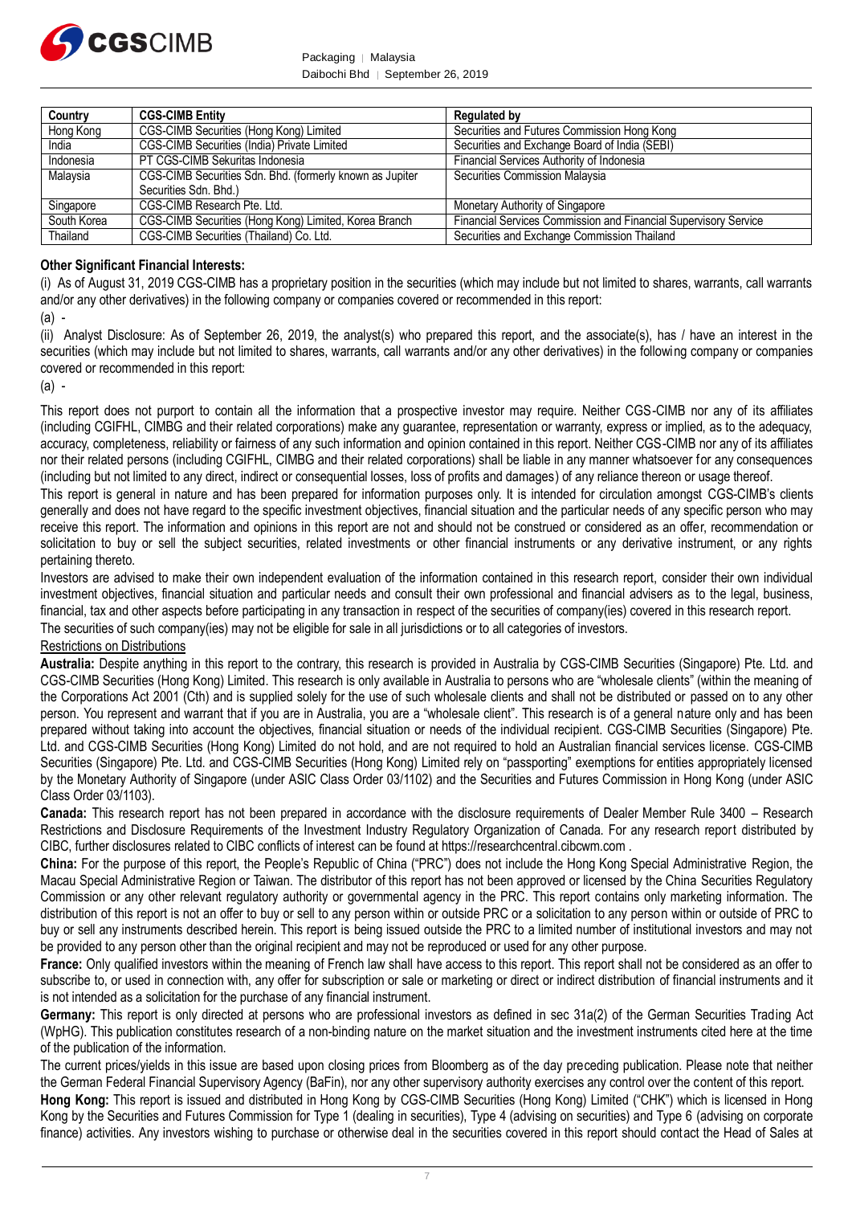| Country | CGS-CIMB Entity | Regulated by |
| --- | --- | --- |
| Hong Kong | CGS-CIMB Securities (Hong Kong) Limited | Securities and Futures Commission Hong Kong |
| India | CGS-CIMB Securities (India) Private Limited | Securities and Exchange Board of India (SEBI) |
| Indonesia | PT CGS-CIMB Sekuritas Indonesia | Financial Services Authority of Indonesia |
| Malaysia | CGS-CIMB Securities Sdn. Bhd. (formerly known as Jupiter Securities Sdn. Bhd.) | Securities Commission Malaysia |
| Singapore | CGS-CIMB Research Pte. Ltd. | Monetary Authority of Singapore |
| South Korea | CGS-CIMB Securities (Hong Kong) Limited, Korea Branch | Financial Services Commission and Financial Supervisory Service |
| Thailand | CGS-CIMB Securities (Thailand) Co. Ltd. | Securities and Exchange Commission Thailand |

**Other Significant Financial Interests:**

(i) As of August 31, 2019 CGS-CIMB has a proprietary position in the securities (which may include but not limited to shares, warrants, call warrants and/or any other derivatives) in the following company or companies covered or recommended in this report:

(a) -

(ii) Analyst Disclosure: As of September 26, 2019, the analyst(s) who prepared this report, and the associate(s), has / have an interest in the securities (which may include but not limited to shares, warrants, call warrants and/or any other derivatives) in the following company or companies covered or recommended in this report:

(a) -

This report does not purport to contain all the information that a prospective investor may require. Neither CGS-CIMB nor any of its affiliates (including CGIFHL, CIMBG and their related corporations) make any guarantee, representation or warranty, express or implied, as to the adequacy, accuracy, completeness, reliability or fairness of any such information and opinion contained in this report. Neither CGS-CIMB nor any of its affiliates nor their related persons (including CGIFHL, CIMBG and their related corporations) shall be liable in any manner whatsoever for any consequences (including but not limited to any direct, indirect or consequential losses, loss of profits and damages) of any reliance thereon or usage thereof.

This report is general in nature and has been prepared for information purposes only. It is intended for circulation amongst CGS-CIMB's clients generally and does not have regard to the specific investment objectives, financial situation and the particular needs of any specific person who may receive this report. The information and opinions in this report are not and should not be construed or considered as an offer, recommendation or solicitation to buy or sell the subject securities, related investments or other financial instruments or any derivative instrument, or any rights pertaining thereto.

Investors are advised to make their own independent evaluation of the information contained in this research report, consider their own individual investment objectives, financial situation and particular needs and consult their own professional and financial advisers as to the legal, business, financial, tax and other aspects before participating in any transaction in respect of the securities of company(ies) covered in this research report.

The securities of such company(ies) may not be eligible for sale in all jurisdictions or to all categories of investors.

Restrictions on Distributions

**Australia:** Despite anything in this report to the contrary, this research is provided in Australia by CGS-CIMB Securities (Singapore) Pte. Ltd. and CGS-CIMB Securities (Hong Kong) Limited. This research is only available in Australia to persons who are "wholesale clients" (within the meaning of the Corporations Act 2001 (Cth) and is supplied solely for the use of such wholesale clients and shall not be distributed or passed on to any other person. You represent and warrant that if you are in Australia, you are a "wholesale client". This research is of a general nature only and has been prepared without taking into account the objectives, financial situation or needs of the individual recipient. CGS-CIMB Securities (Singapore) Pte. Ltd. and CGS-CIMB Securities (Hong Kong) Limited do not hold, and are not required to hold an Australian financial services license. CGS-CIMB Securities (Singapore) Pte. Ltd. and CGS-CIMB Securities (Hong Kong) Limited rely on "passporting" exemptions for entities appropriately licensed by the Monetary Authority of Singapore (under ASIC Class Order 03/1102) and the Securities and Futures Commission in Hong Kong (under ASIC Class Order 03/1103).

**Canada:** This research report has not been prepared in accordance with the disclosure requirements of Dealer Member Rule 3400 – Research Restrictions and Disclosure Requirements of the Investment Industry Regulatory Organization of Canada. For any research report distributed by CIBC, further disclosures related to CIBC conflicts of interest can be found at https://researchcentral.cibcwm.com .

**China:** For the purpose of this report, the People's Republic of China ("PRC") does not include the Hong Kong Special Administrative Region, the Macau Special Administrative Region or Taiwan. The distributor of this report has not been approved or licensed by the China Securities Regulatory Commission or any other relevant regulatory authority or governmental agency in the PRC. This report contains only marketing information. The distribution of this report is not an offer to buy or sell to any person within or outside PRC or a solicitation to any person within or outside of PRC to buy or sell any instruments described herein. This report is being issued outside the PRC to a limited number of institutional investors and may not be provided to any person other than the original recipient and may not be reproduced or used for any other purpose.

**France:** Only qualified investors within the meaning of French law shall have access to this report. This report shall not be considered as an offer to subscribe to, or used in connection with, any offer for subscription or sale or marketing or direct or indirect distribution of financial instruments and it is not intended as a solicitation for the purchase of any financial instrument.

**Germany:** This report is only directed at persons who are professional investors as defined in sec 31a(2) of the German Securities Trading Act (WpHG). This publication constitutes research of a non-binding nature on the market situation and the investment instruments cited here at the time of the publication of the information.

The current prices/yields in this issue are based upon closing prices from Bloomberg as of the day preceding publication. Please note that neither the German Federal Financial Supervisory Agency (BaFin), nor any other supervisory authority exercises any control over the content of this report.

**Hong Kong:** This report is issued and distributed in Hong Kong by CGS-CIMB Securities (Hong Kong) Limited ("CHK") which is licensed in Hong Kong by the Securities and Futures Commission for Type 1 (dealing in securities), Type 4 (advising on securities) and Type 6 (advising on corporate finance) activities. Any investors wishing to purchase or otherwise deal in the securities covered in this report should contact the Head of Sales at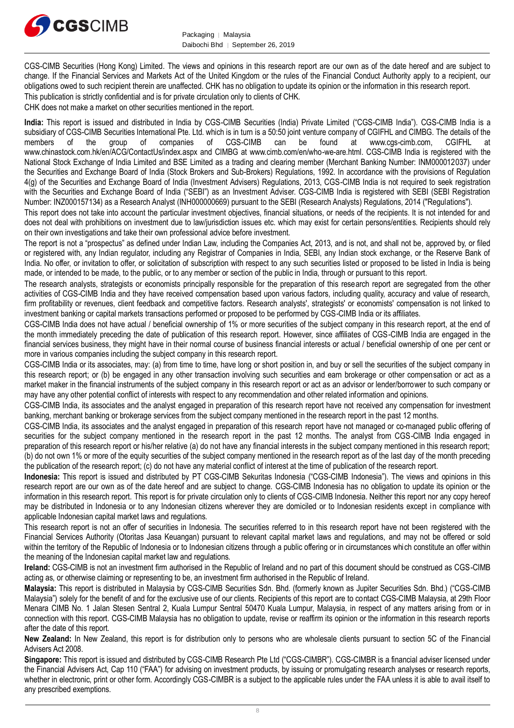CGS-CIMB Securities (Hong Kong) Limited. The views and opinions in this research report are our own as of the date hereof and are subject to change. If the Financial Services and Markets Act of the United Kingdom or the rules of the Financial Conduct Authority apply to a recipient, our obligations owed to such recipient therein are unaffected. CHK has no obligation to update its opinion or the information in this research report.

This publication is strictly confidential and is for private circulation only to clients of CHK.

CHK does not make a market on other securities mentioned in the report.

**India:** This report is issued and distributed in India by CGS-CIMB Securities (India) Private Limited ("CGS-CIMB India"). CGS-CIMB India is a subsidiary of CGS-CIMB Securities International Pte. Ltd. which is in turn is a 50:50 joint venture company of CGIFHL and CIMBG. The details of the members of the group of companies of CGS-CIMB can be found at www.cgs-cimb.com, CGIFHL at www.chinastock.com.hk/en/ACG/ContactUs/index.aspx and CIMBG at www.cimb.com/en/who-we-are.html. CGS-CIMB India is registered with the National Stock Exchange of India Limited and BSE Limited as a trading and clearing member (Merchant Banking Number: INM000012037) under the Securities and Exchange Board of India (Stock Brokers and Sub-Brokers) Regulations, 1992. In accordance with the provisions of Regulation 4(g) of the Securities and Exchange Board of India (Investment Advisers) Regulations, 2013, CGS-CIMB India is not required to seek registration with the Securities and Exchange Board of India ("SEBI") as an Investment Adviser. CGS-CIMB India is registered with SEBI (SEBI Registration Number: INZ000157134) as a Research Analyst (INH000000669) pursuant to the SEBI (Research Analysts) Regulations, 2014 ("Regulations").

This report does not take into account the particular investment objectives, financial situations, or needs of the recipients. It is not intended for and does not deal with prohibitions on investment due to law/jurisdiction issues etc. which may exist for certain persons/entities. Recipients should rely on their own investigations and take their own professional advice before investment.

The report is not a "prospectus" as defined under Indian Law, including the Companies Act, 2013, and is not, and shall not be, approved by, or filed or registered with, any Indian regulator, including any Registrar of Companies in India, SEBI, any Indian stock exchange, or the Reserve Bank of India. No offer, or invitation to offer, or solicitation of subscription with respect to any such securities listed or proposed to be listed in India is being made, or intended to be made, to the public, or to any member or section of the public in India, through or pursuant to this report.

The research analysts, strategists or economists principally responsible for the preparation of this research report are segregated from the other activities of CGS-CIMB India and they have received compensation based upon various factors, including quality, accuracy and value of research, firm profitability or revenues, client feedback and competitive factors. Research analysts', strategists' or economists' compensation is not linked to investment banking or capital markets transactions performed or proposed to be performed by CGS-CIMB India or its affiliates.

CGS-CIMB India does not have actual / beneficial ownership of 1% or more securities of the subject company in this research report, at the end of the month immediately preceding the date of publication of this research report. However, since affiliates of CGS-CIMB India are engaged in the financial services business, they might have in their normal course of business financial interests or actual / beneficial ownership of one per cent or more in various companies including the subject company in this research report.

CGS-CIMB India or its associates, may: (a) from time to time, have long or short position in, and buy or sell the securities of the subject company in this research report; or (b) be engaged in any other transaction involving such securities and earn brokerage or other compensation or act as a market maker in the financial instruments of the subject company in this research report or act as an advisor or lender/borrower to such company or may have any other potential conflict of interests with respect to any recommendation and other related information and opinions.

CGS-CIMB India, its associates and the analyst engaged in preparation of this research report have not received any compensation for investment banking, merchant banking or brokerage services from the subject company mentioned in the research report in the past 12 months.

CGS-CIMB India, its associates and the analyst engaged in preparation of this research report have not managed or co-managed public offering of securities for the subject company mentioned in the research report in the past 12 months. The analyst from CGS-CIMB India engaged in preparation of this research report or his/her relative (a) do not have any financial interests in the subject company mentioned in this research report; (b) do not own 1% or more of the equity securities of the subject company mentioned in the research report as of the last day of the month preceding the publication of the research report; (c) do not have any material conflict of interest at the time of publication of the research report.

**Indonesia:** This report is issued and distributed by PT CGS-CIMB Sekuritas Indonesia ("CGS-CIMB Indonesia"). The views and opinions in this research report are our own as of the date hereof and are subject to change. CGS-CIMB Indonesia has no obligation to update its opinion or the information in this research report. This report is for private circulation only to clients of CGS-CIMB Indonesia. Neither this report nor any copy hereof may be distributed in Indonesia or to any Indonesian citizens wherever they are domiciled or to Indonesian residents except in compliance with applicable Indonesian capital market laws and regulations.

This research report is not an offer of securities in Indonesia. The securities referred to in this research report have not been registered with the Financial Services Authority (Otoritas Jasa Keuangan) pursuant to relevant capital market laws and regulations, and may not be offered or sold within the territory of the Republic of Indonesia or to Indonesian citizens through a public offering or in circumstances which constitute an offer within the meaning of the Indonesian capital market law and regulations.

**Ireland:** CGS-CIMB is not an investment firm authorised in the Republic of Ireland and no part of this document should be construed as CGS-CIMB acting as, or otherwise claiming or representing to be, an investment firm authorised in the Republic of Ireland.

**Malaysia:** This report is distributed in Malaysia by CGS-CIMB Securities Sdn. Bhd. (formerly known as Jupiter Securities Sdn. Bhd.) ("CGS-CIMB Malaysia") solely for the benefit of and for the exclusive use of our clients. Recipients of this report are to contact CGS-CIMB Malaysia, at 29th Floor Menara CIMB No. 1 Jalan Stesen Sentral 2, Kuala Lumpur Sentral 50470 Kuala Lumpur, Malaysia, in respect of any matters arising from or in connection with this report. CGS-CIMB Malaysia has no obligation to update, revise or reaffirm its opinion or the information in this research reports after the date of this report.

**New Zealand:** In New Zealand, this report is for distribution only to persons who are wholesale clients pursuant to section 5C of the Financial Advisers Act 2008.

**Singapore:** This report is issued and distributed by CGS-CIMB Research Pte Ltd ("CGS-CIMBR"). CGS-CIMBR is a financial adviser licensed under the Financial Advisers Act, Cap 110 ("FAA") for advising on investment products, by issuing or promulgating research analyses or research reports, whether in electronic, print or other form. Accordingly CGS-CIMBR is a subject to the applicable rules under the FAA unless it is able to avail itself to any prescribed exemptions.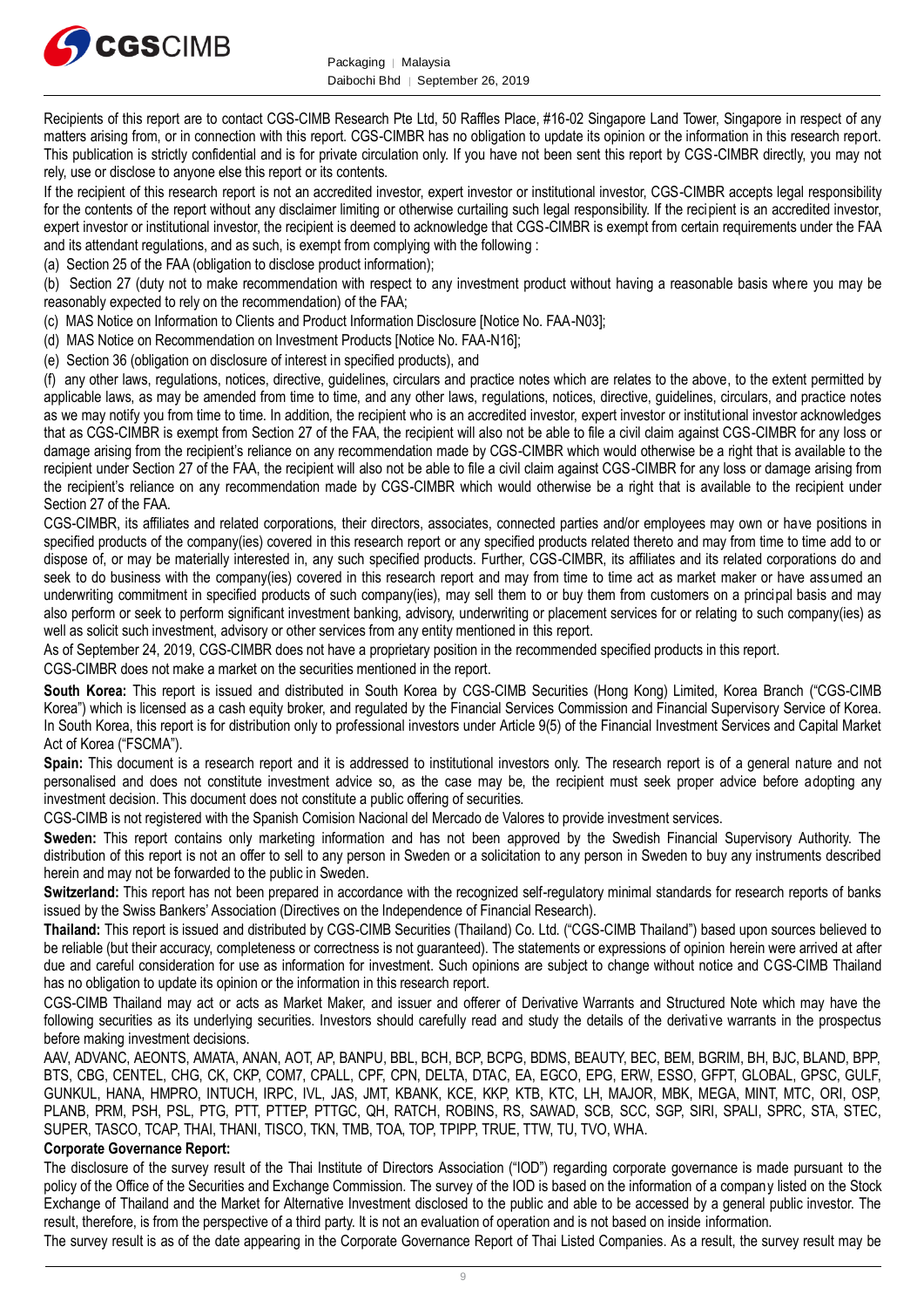Recipients of this report are to contact CGS-CIMB Research Pte Ltd, 50 Raffles Place, #16-02 Singapore Land Tower, Singapore in respect of any matters arising from, or in connection with this report. CGS-CIMBR has no obligation to update its opinion or the information in this research report. This publication is strictly confidential and is for private circulation only. If you have not been sent this report by CGS-CIMBR directly, you may not rely, use or disclose to anyone else this report or its contents.

If the recipient of this research report is not an accredited investor, expert investor or institutional investor, CGS-CIMBR accepts legal responsibility for the contents of the report without any disclaimer limiting or otherwise curtailing such legal responsibility. If the recipient is an accredited investor, expert investor or institutional investor, the recipient is deemed to acknowledge that CGS-CIMBR is exempt from certain requirements under the FAA and its attendant regulations, and as such, is exempt from complying with the following :

(a) Section 25 of the FAA (obligation to disclose product information);

(b) Section 27 (duty not to make recommendation with respect to any investment product without having a reasonable basis where you may be reasonably expected to rely on the recommendation) of the FAA;

(c) MAS Notice on Information to Clients and Product Information Disclosure [Notice No. FAA-N03];

(d) MAS Notice on Recommendation on Investment Products [Notice No. FAA-N16];

(e) Section 36 (obligation on disclosure of interest in specified products), and

(f) any other laws, regulations, notices, directive, guidelines, circulars and practice notes which are relates to the above, to the extent permitted by applicable laws, as may be amended from time to time, and any other laws, regulations, notices, directive, guidelines, circulars, and practice notes as we may notify you from time to time. In addition, the recipient who is an accredited investor, expert investor or institutional investor acknowledges that as CGS-CIMBR is exempt from Section 27 of the FAA, the recipient will also not be able to file a civil claim against CGS-CIMBR for any loss or damage arising from the recipient's reliance on any recommendation made by CGS-CIMBR which would otherwise be a right that is available to the recipient under Section 27 of the FAA, the recipient will also not be able to file a civil claim against CGS-CIMBR for any loss or damage arising from the recipient's reliance on any recommendation made by CGS-CIMBR which would otherwise be a right that is available to the recipient under Section 27 of the FAA.

CGS-CIMBR, its affiliates and related corporations, their directors, associates, connected parties and/or employees may own or have positions in specified products of the company(ies) covered in this research report or any specified products related thereto and may from time to time add to or dispose of, or may be materially interested in, any such specified products. Further, CGS-CIMBR, its affiliates and its related corporations do and seek to do business with the company(ies) covered in this research report and may from time to time act as market maker or have assumed an underwriting commitment in specified products of such company(ies), may sell them to or buy them from customers on a principal basis and may also perform or seek to perform significant investment banking, advisory, underwriting or placement services for or relating to such company(ies) as well as solicit such investment, advisory or other services from any entity mentioned in this report.

As of September 24, 2019, CGS-CIMBR does not have a proprietary position in the recommended specified products in this report.

CGS-CIMBR does not make a market on the securities mentioned in the report.

**South Korea:** This report is issued and distributed in South Korea by CGS-CIMB Securities (Hong Kong) Limited, Korea Branch ("CGS-CIMB Korea") which is licensed as a cash equity broker, and regulated by the Financial Services Commission and Financial Supervisory Service of Korea. In South Korea, this report is for distribution only to professional investors under Article 9(5) of the Financial Investment Services and Capital Market Act of Korea ("FSCMA").

**Spain:** This document is a research report and it is addressed to institutional investors only. The research report is of a general nature and not personalised and does not constitute investment advice so, as the case may be, the recipient must seek proper advice before adopting any investment decision. This document does not constitute a public offering of securities.

CGS-CIMB is not registered with the Spanish Comision Nacional del Mercado de Valores to provide investment services.

**Sweden:** This report contains only marketing information and has not been approved by the Swedish Financial Supervisory Authority. The distribution of this report is not an offer to sell to any person in Sweden or a solicitation to any person in Sweden to buy any instruments described herein and may not be forwarded to the public in Sweden.

**Switzerland:** This report has not been prepared in accordance with the recognized self-regulatory minimal standards for research reports of banks issued by the Swiss Bankers' Association (Directives on the Independence of Financial Research).

**Thailand:** This report is issued and distributed by CGS-CIMB Securities (Thailand) Co. Ltd. ("CGS-CIMB Thailand") based upon sources believed to be reliable (but their accuracy, completeness or correctness is not guaranteed). The statements or expressions of opinion herein were arrived at after due and careful consideration for use as information for investment. Such opinions are subject to change without notice and CGS-CIMB Thailand has no obligation to update its opinion or the information in this research report.

CGS-CIMB Thailand may act or acts as Market Maker, and issuer and offerer of Derivative Warrants and Structured Note which may have the following securities as its underlying securities. Investors should carefully read and study the details of the derivative warrants in the prospectus before making investment decisions.

AAV, ADVANC, AEONTS, AMATA, ANAN, AOT, AP, BANPU, BBL, BCH, BCP, BCPG, BDMS, BEAUTY, BEC, BEM, BGRIM, BH, BJC, BLAND, BPP, BTS, CBG, CENTEL, CHG, CK, CKP, COM7, CPALL, CPF, CPN, DELTA, DTAC, EA, EGCO, EPG, ERW, ESSO, GFPT, GLOBAL, GPSC, GULF, GUNKUL, HANA, HMPRO, INTUCH, IRPC, IVL, JAS, JMT, KBANK, KCE, KKP, KTB, KTC, LH, MAJOR, MBK, MEGA, MINT, MTC, ORI, OSP, PLANB, PRM, PSH, PSL, PTG, PTT, PTTEP, PTTGC, QH, RATCH, ROBINS, RS, SAWAD, SCB, SCC, SGP, SIRI, SPALI, SPRC, STA, STEC, SUPER, TASCO, TCAP, THAI, THANI, TISCO, TKN, TMB, TOA, TOP, TPIPP, TRUE, TTW, TU, TVO, WHA.

**Corporate Governance Report:**

The disclosure of the survey result of the Thai Institute of Directors Association ("IOD") regarding corporate governance is made pursuant to the policy of the Office of the Securities and Exchange Commission. The survey of the IOD is based on the information of a company listed on the Stock Exchange of Thailand and the Market for Alternative Investment disclosed to the public and able to be accessed by a general public investor. The result, therefore, is from the perspective of a third party. It is not an evaluation of operation and is not based on inside information.

The survey result is as of the date appearing in the Corporate Governance Report of Thai Listed Companies. As a result, the survey result may be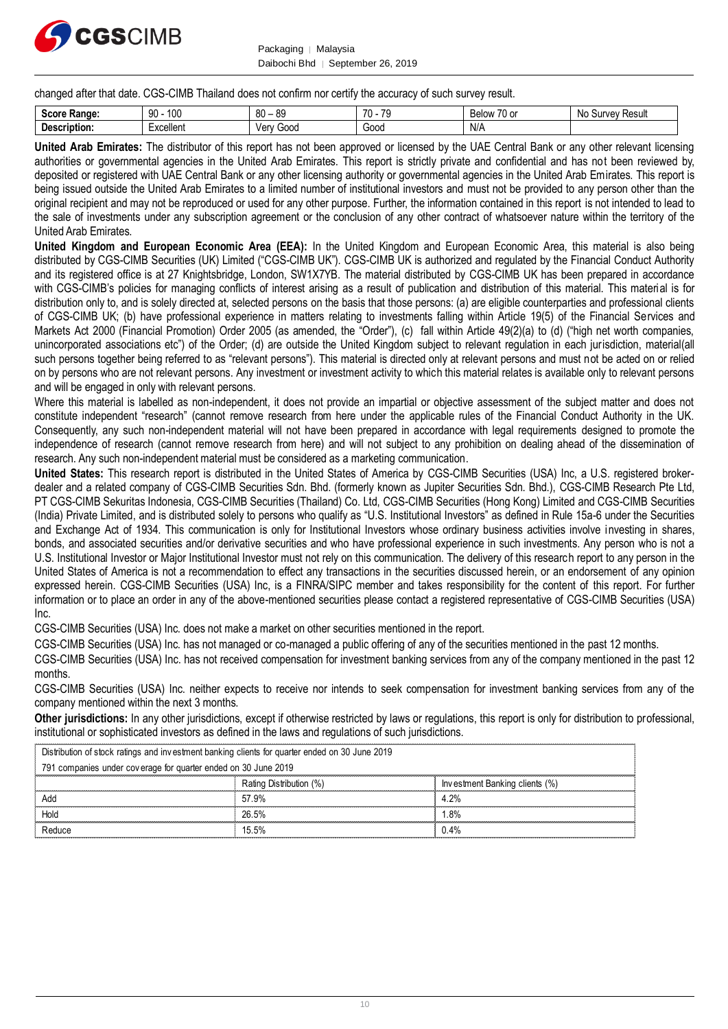changed after that date. CGS-CIMB Thailand does not confirm nor certify the accuracy of such survey result.

| **Score Range:** | 90 - 100 | 80 – 89 | 70 - 79 | Below 70 or | No Survey Result |
|---|---|---|---|---|---|
| **Description:** | Excellent | Very Good | Good | N/A | |

**United Arab Emirates:** The distributor of this report has not been approved or licensed by the UAE Central Bank or any other relevant licensing authorities or governmental agencies in the United Arab Emirates. This report is strictly private and confidential and has not been reviewed by, deposited or registered with UAE Central Bank or any other licensing authority or governmental agencies in the United Arab Emirates. This report is being issued outside the United Arab Emirates to a limited number of institutional investors and must not be provided to any person other than the original recipient and may not be reproduced or used for any other purpose. Further, the information contained in this report is not intended to lead to the sale of investments under any subscription agreement or the conclusion of any other contract of whatsoever nature within the territory of the United Arab Emirates.

**United Kingdom and European Economic Area (EEA):** In the United Kingdom and European Economic Area, this material is also being distributed by CGS-CIMB Securities (UK) Limited ("CGS-CIMB UK"). CGS-CIMB UK is authorized and regulated by the Financial Conduct Authority and its registered office is at 27 Knightsbridge, London, SW1X7YB. The material distributed by CGS-CIMB UK has been prepared in accordance with CGS-CIMB's policies for managing conflicts of interest arising as a result of publication and distribution of this material. This material is for distribution only to, and is solely directed at, selected persons on the basis that those persons: (a) are eligible counterparties and professional clients of CGS-CIMB UK; (b) have professional experience in matters relating to investments falling within Article 19(5) of the Financial Services and Markets Act 2000 (Financial Promotion) Order 2005 (as amended, the "Order"), (c) fall within Article 49(2)(a) to (d) ("high net worth companies, unincorporated associations etc") of the Order; (d) are outside the United Kingdom subject to relevant regulation in each jurisdiction, material(all such persons together being referred to as "relevant persons"). This material is directed only at relevant persons and must not be acted on or relied on by persons who are not relevant persons. Any investment or investment activity to which this material relates is available only to relevant persons and will be engaged in only with relevant persons.

Where this material is labelled as non-independent, it does not provide an impartial or objective assessment of the subject matter and does not constitute independent "research" (cannot remove research from here under the applicable rules of the Financial Conduct Authority in the UK. Consequently, any such non-independent material will not have been prepared in accordance with legal requirements designed to promote the independence of research (cannot remove research from here) and will not subject to any prohibition on dealing ahead of the dissemination of research. Any such non-independent material must be considered as a marketing communication.

**United States:** This research report is distributed in the United States of America by CGS-CIMB Securities (USA) Inc, a U.S. registered broker-dealer and a related company of CGS-CIMB Securities Sdn. Bhd. (formerly known as Jupiter Securities Sdn. Bhd.), CGS-CIMB Research Pte Ltd, PT CGS-CIMB Sekuritas Indonesia, CGS-CIMB Securities (Thailand) Co. Ltd, CGS-CIMB Securities (Hong Kong) Limited and CGS-CIMB Securities (India) Private Limited, and is distributed solely to persons who qualify as "U.S. Institutional Investors" as defined in Rule 15a-6 under the Securities and Exchange Act of 1934. This communication is only for Institutional Investors whose ordinary business activities involve investing in shares, bonds, and associated securities and/or derivative securities and who have professional experience in such investments. Any person who is not a U.S. Institutional Investor or Major Institutional Investor must not rely on this communication. The delivery of this research report to any person in the United States of America is not a recommendation to effect any transactions in the securities discussed herein, or an endorsement of any opinion expressed herein. CGS-CIMB Securities (USA) Inc, is a FINRA/SIPC member and takes responsibility for the content of this report. For further information or to place an order in any of the above-mentioned securities please contact a registered representative of CGS-CIMB Securities (USA) Inc.

CGS-CIMB Securities (USA) Inc. does not make a market on other securities mentioned in the report.

CGS-CIMB Securities (USA) Inc. has not managed or co-managed a public offering of any of the securities mentioned in the past 12 months.

CGS-CIMB Securities (USA) Inc. has not received compensation for investment banking services from any of the company mentioned in the past 12 months.

CGS-CIMB Securities (USA) Inc. neither expects to receive nor intends to seek compensation for investment banking services from any of the company mentioned within the next 3 months.

**Other jurisdictions:** In any other jurisdictions, except if otherwise restricted by laws or regulations, this report is only for distribution to professional, institutional or sophisticated investors as defined in the laws and regulations of such jurisdictions.

| Distribution of stock ratings and investment banking clients for quarter ended on 30 June 2019 | | |
|---|---|---|
| 791 companies under coverage for quarter ended on 30 June 2019 | | |
| | Rating Distribution (%) | Investment Banking clients (%) |
| Add | 57.9% | 4.2% |
| Hold | 26.5% | 1.8% |
| Reduce | 15.5% | 0.4% |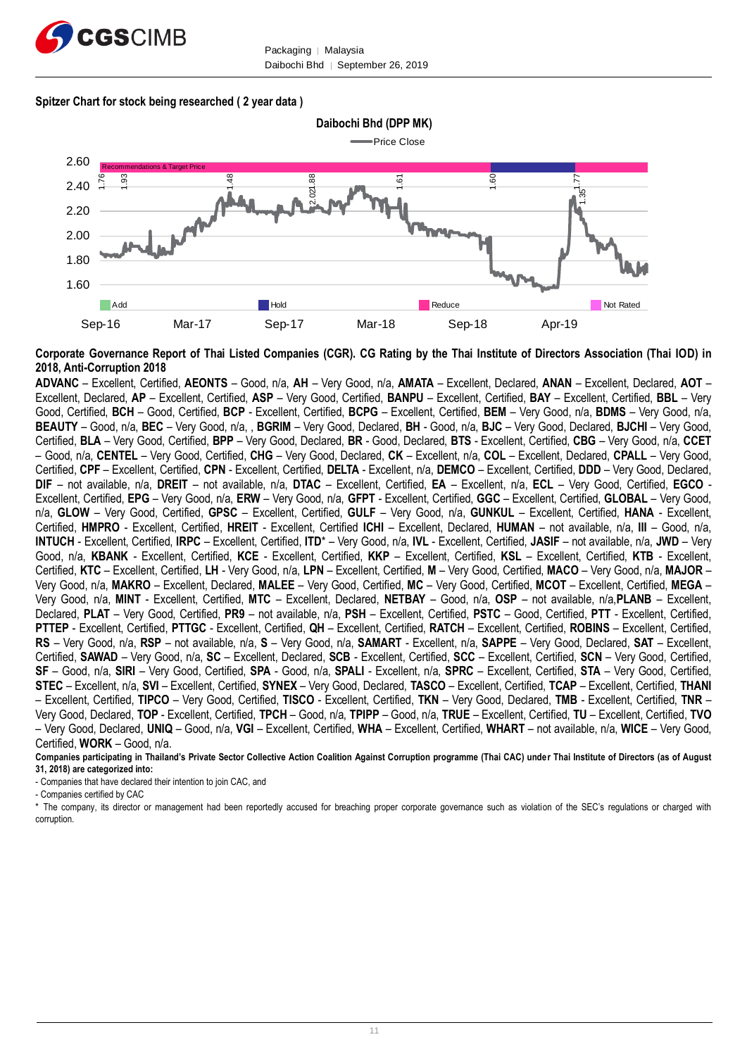**Spitzer Chart for stock being researched ( 2 year data )**

Daibochi Bhd (DPP MK)

Price Close

Recommendations & Target Price

1.76 1.93 1.48 2.02 1.88 1.61 1.60 1.77 1.35

2.60
2.40
2.20
2.00
1.80
1.60

Add | Hold | Reduce | Not Rated

Sep-16 Mar-17 Sep-17 Mar-18 Sep-18 Apr-19

**Corporate Governance Report of Thai Listed Companies (CGR). CG Rating by the Thai Institute of Directors Association (Thai IOD) in 2018, Anti-Corruption 2018**

**ADVANC** – Excellent, Certified, **AEONTS** – Good, n/a, **AH** – Very Good, n/a, **AMATA** – Excellent, Declared, **ANAN** – Excellent, Declared, **AOT** – Excellent, Declared, **AP** – Excellent, Certified, **ASP** – Very Good, Certified, **BANPU** – Excellent, Certified, **BAY** – Excellent, Certified, **BBL** – Very Good, Certified, **BCH** – Good, Certified, **BCP** - Excellent, Certified, **BCPG** – Excellent, Certified, **BEM** – Very Good, n/a, **BDMS** – Very Good, n/a, **BEAUTY** – Good, n/a, **BEC** – Very Good, n/a, , **BGRIM** – Very Good, Declared, **BH** - Good, n/a, **BJC** – Very Good, Declared, **BJCHI** – Very Good, Certified, **BLA** – Very Good, Certified, **BPP** – Very Good, Declared, **BR** - Good, Declared, **BTS** - Excellent, Certified, **CBG** – Very Good, n/a, **CCET** – Good, n/a, **CENTEL** – Very Good, Certified, **CHG** – Very Good, Declared, **CK** – Excellent, n/a, **COL** – Excellent, Declared, **CPALL** – Very Good, Certified, **CPF** – Excellent, Certified, **CPN** - Excellent, Certified, **DELTA** - Excellent, n/a, **DEMCO** – Excellent, Certified, **DDD** – Very Good, Declared, **DIF** – not available, n/a, **DREIT** – not available, n/a, **DTAC** – Excellent, Certified, **EA** – Excellent, n/a, **ECL** – Very Good, Certified, **EGCO** - Excellent, Certified, **EPG** – Very Good, n/a, **ERW** – Very Good, n/a, **GFPT** - Excellent, Certified, **GGC** – Excellent, Certified, **GLOBAL** – Very Good, n/a, **GLOW** – Very Good, Certified, **GPSC** – Excellent, Certified, **GULF** – Very Good, n/a, **GUNKUL** – Excellent, Certified, **HANA** - Excellent, Certified, **HMPRO** - Excellent, Certified, **HREIT** - Excellent, Certified **ICHI** – Excellent, Declared, **HUMAN** – not available, n/a, **III** – Good, n/a, **INTUCH** - Excellent, Certified, **IRPC** – Excellent, Certified, **ITD*** – Very Good, n/a, **IVL** - Excellent, Certified, **JASIF** – not available, n/a, **JWD** – Very Good, n/a, **KBANK** - Excellent, Certified, **KCE** - Excellent, Certified, **KKP** – Excellent, Certified, **KSL** – Excellent, Certified, **KTB** - Excellent, Certified, **KTC** – Excellent, Certified, **LH** - Very Good, n/a, **LPN** – Excellent, Certified, **M** – Very Good, Certified, **MACO** – Very Good, n/a, **MAJOR** – Very Good, n/a, **MAKRO** – Excellent, Declared, **MALEE** – Very Good, Certified, **MC** – Very Good, Certified, **MCOT** – Excellent, Certified, **MEGA** – Very Good, n/a, **MINT** - Excellent, Certified, **MTC** – Excellent, Declared, **NETBAY** – Good, n/a, **OSP** – not available, n/a,**PLANB** – Excellent, Declared, **PLAT** – Very Good, Certified, **PR9** – not available, n/a, **PSH** – Excellent, Certified, **PSTC** – Good, Certified, **PTT** - Excellent, Certified, **PTTEP** - Excellent, Certified, **PTTGC** - Excellent, Certified, **QH** – Excellent, Certified, **RATCH** – Excellent, Certified, **ROBINS** – Excellent, Certified, **RS** – Very Good, n/a, **RSP** – not available, n/a, **S** – Very Good, n/a, **SAMART** - Excellent, n/a, **SAPPE** – Very Good, Declared, **SAT** – Excellent, Certified, **SAWAD** – Very Good, n/a, **SC** – Excellent, Declared, **SCB** - Excellent, Certified, **SCC** – Excellent, Certified, **SCN** – Very Good, Certified, **SF** – Good, n/a, **SIRI** – Very Good, Certified, **SPA** - Good, n/a, **SPALI** - Excellent, n/a, **SPRC** – Excellent, Certified, **STA** – Very Good, Certified, **STEC** – Excellent, n/a, **SVI** – Excellent, Certified, **SYNEX** – Very Good, Declared, **TASCO** – Excellent, Certified, **TCAP** – Excellent, Certified, **THANI** – Excellent, Certified, **TIPCO** – Very Good, Certified, **TISCO** - Excellent, Certified, **TKN** – Very Good, Declared, **TMB** - Excellent, Certified, **TNR** – Very Good, Declared, **TOP** - Excellent, Certified, **TPCH** – Good, n/a, **TPIPP** – Good, n/a, **TRUE** – Excellent, Certified, **TU** – Excellent, Certified, **TVO** – Very Good, Declared, **UNIQ** – Good, n/a, **VGI** – Excellent, Certified, **WHA** – Excellent, Certified, **WHART** – not available, n/a, **WICE** – Very Good, Certified, **WORK** – Good, n/a.

**Companies participating in Thailand's Private Sector Collective Action Coalition Against Corruption programme (Thai CAC) under Thai Institute of Directors (as of August 31, 2018) are categorized into:**

- Companies that have declared their intention to join CAC, and
- Companies certified by CAC

* The company, its director or management had been reportedly accused for breaching proper corporate governance such as violation of the SEC's regulations or charged with corruption.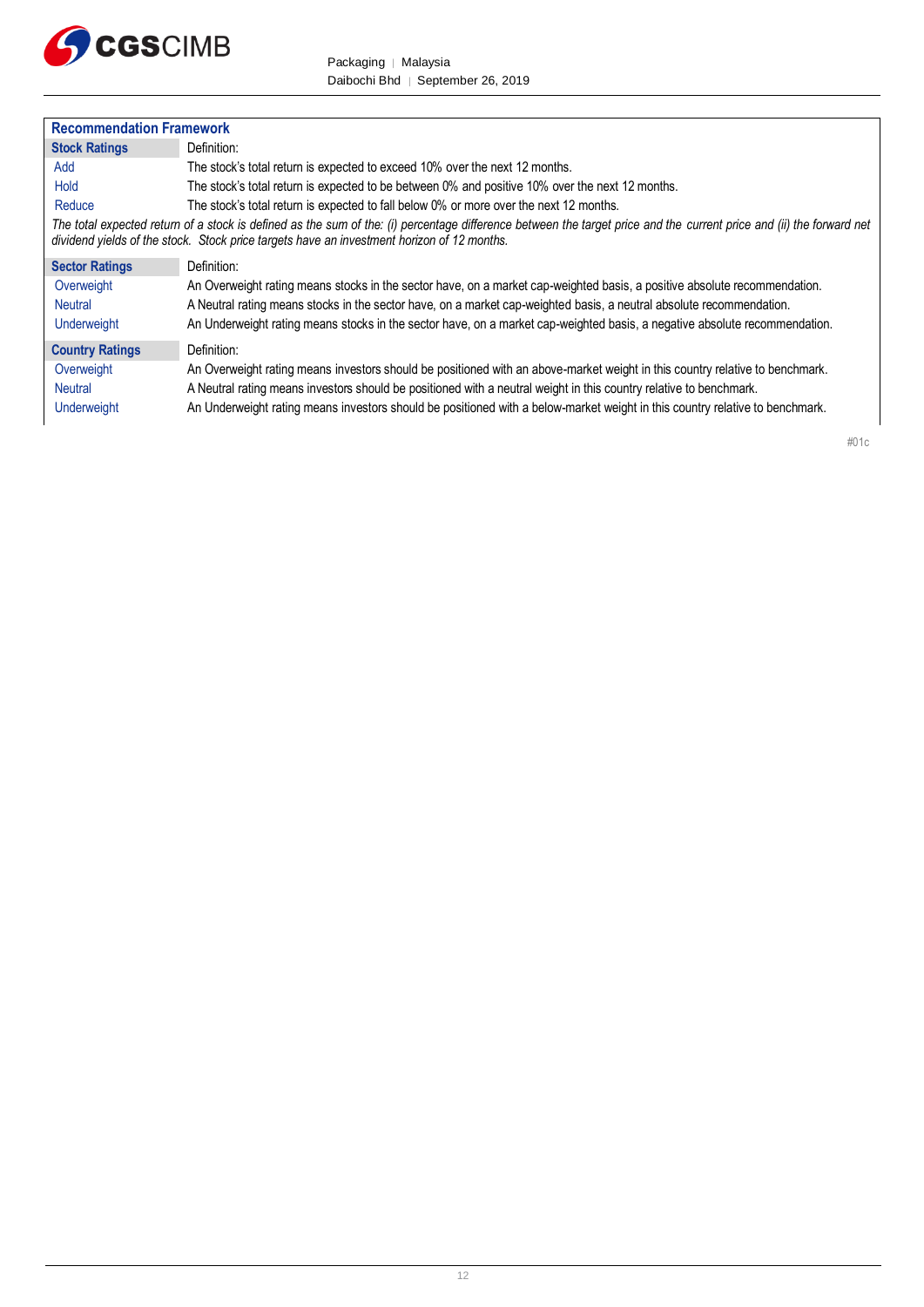## Recommendation Framework

| Stock Ratings | Definition: |
|---|---|
| Add | The stock's total return is expected to exceed 10% over the next 12 months. |
| Hold | The stock's total return is expected to be between 0% and positive 10% over the next 12 months. |
| Reduce | The stock's total return is expected to fall below 0% or more over the next 12 months. |

*The total expected return of a stock is defined as the sum of the: (i) percentage difference between the target price and the current price and (ii) the forward net dividend yields of the stock. Stock price targets have an investment horizon of 12 months.*

| Sector Ratings | Definition: |
|---|---|
| Overweight | An Overweight rating means stocks in the sector have, on a market cap-weighted basis, a positive absolute recommendation. |
| Neutral | A Neutral rating means stocks in the sector have, on a market cap-weighted basis, a neutral absolute recommendation. |
| Underweight | An Underweight rating means stocks in the sector have, on a market cap-weighted basis, a negative absolute recommendation. |

| Country Ratings | Definition: |
|---|---|
| Overweight | An Overweight rating means investors should be positioned with an above-market weight in this country relative to benchmark. |
| Neutral | A Neutral rating means investors should be positioned with a neutral weight in this country relative to benchmark. |
| Underweight | An Underweight rating means investors should be positioned with a below-market weight in this country relative to benchmark. |

#01c